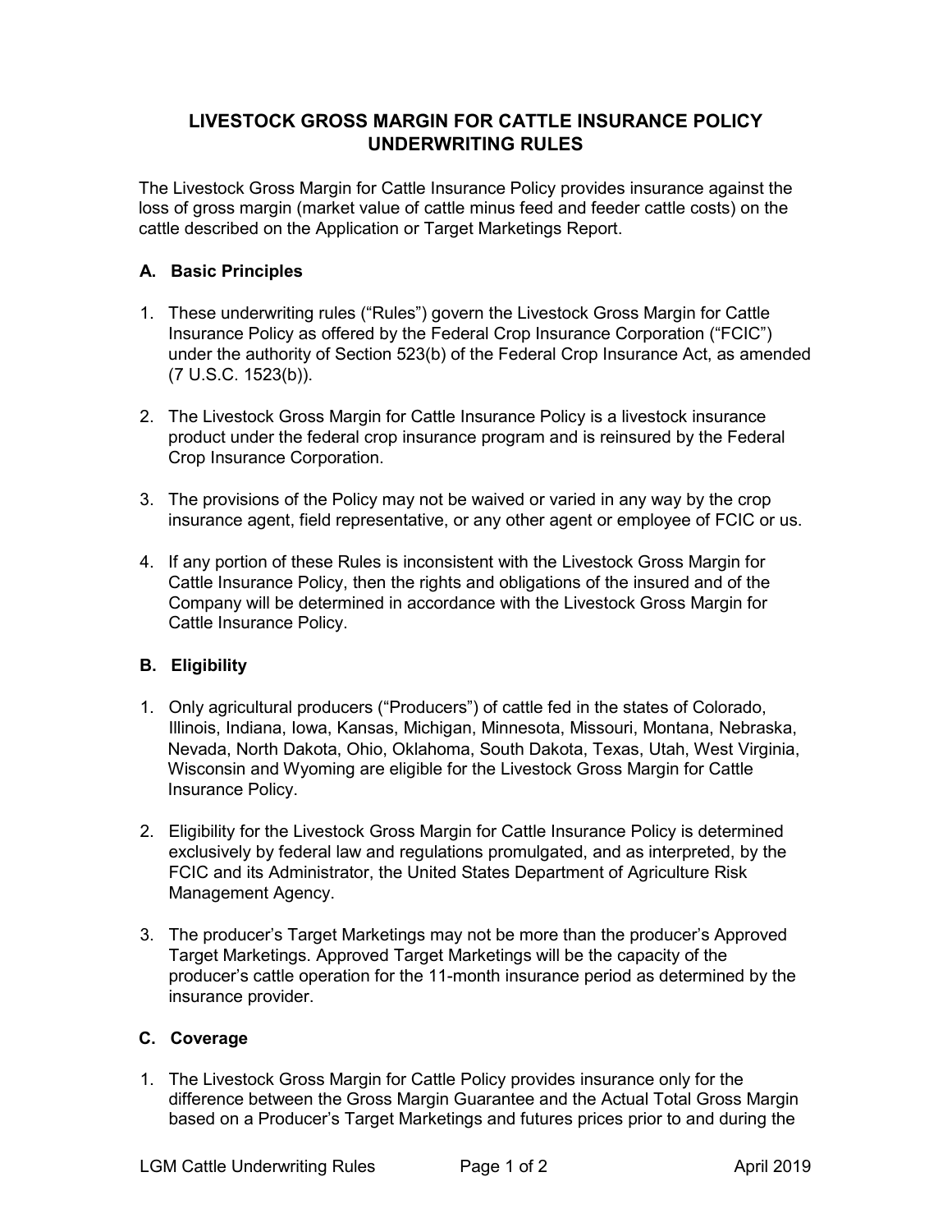# LIVESTOCK GROSS MARGIN FOR CATTLE INSURANCE POLICY UNDERWRITING RULES

The Livestock Gross Margin for Cattle Insurance Policy provides insurance against the loss of gross margin (market value of cattle minus feed and feeder cattle costs) on the cattle described on the Application or Target Marketings Report.

## A. Basic Principles

1. These underwriting rules ("Rules") govern the Livestock Gross Margin for Cattle Insurance Policy as offered by the Federal Crop Insurance Corporation ("FCIC") under the authority of Section 523(b) of the Federal Crop Insurance Act, as amended (7 U.S.C. 1523(b)).

2. The Livestock Gross Margin for Cattle Insurance Policy is a livestock insurance product under the federal crop insurance program and is reinsured by the Federal Crop Insurance Corporation.

3. The provisions of the Policy may not be waived or varied in any way by the crop insurance agent, field representative, or any other agent or employee of FCIC or us.

4. If any portion of these Rules is inconsistent with the Livestock Gross Margin for Cattle Insurance Policy, then the rights and obligations of the insured and of the Company will be determined in accordance with the Livestock Gross Margin for Cattle Insurance Policy.

## B. Eligibility

1. Only agricultural producers ("Producers") of cattle fed in the states of Colorado, Illinois, Indiana, Iowa, Kansas, Michigan, Minnesota, Missouri, Montana, Nebraska, Nevada, North Dakota, Ohio, Oklahoma, South Dakota, Texas, Utah, West Virginia, Wisconsin and Wyoming are eligible for the Livestock Gross Margin for Cattle Insurance Policy.

2. Eligibility for the Livestock Gross Margin for Cattle Insurance Policy is determined exclusively by federal law and regulations promulgated, and as interpreted, by the FCIC and its Administrator, the United States Department of Agriculture Risk Management Agency.

3. The producer's Target Marketings may not be more than the producer's Approved Target Marketings. Approved Target Marketings will be the capacity of the producer's cattle operation for the 11-month insurance period as determined by the insurance provider.

## C. Coverage

1. The Livestock Gross Margin for Cattle Policy provides insurance only for the difference between the Gross Margin Guarantee and the Actual Total Gross Margin based on a Producer's Target Marketings and futures prices prior to and during the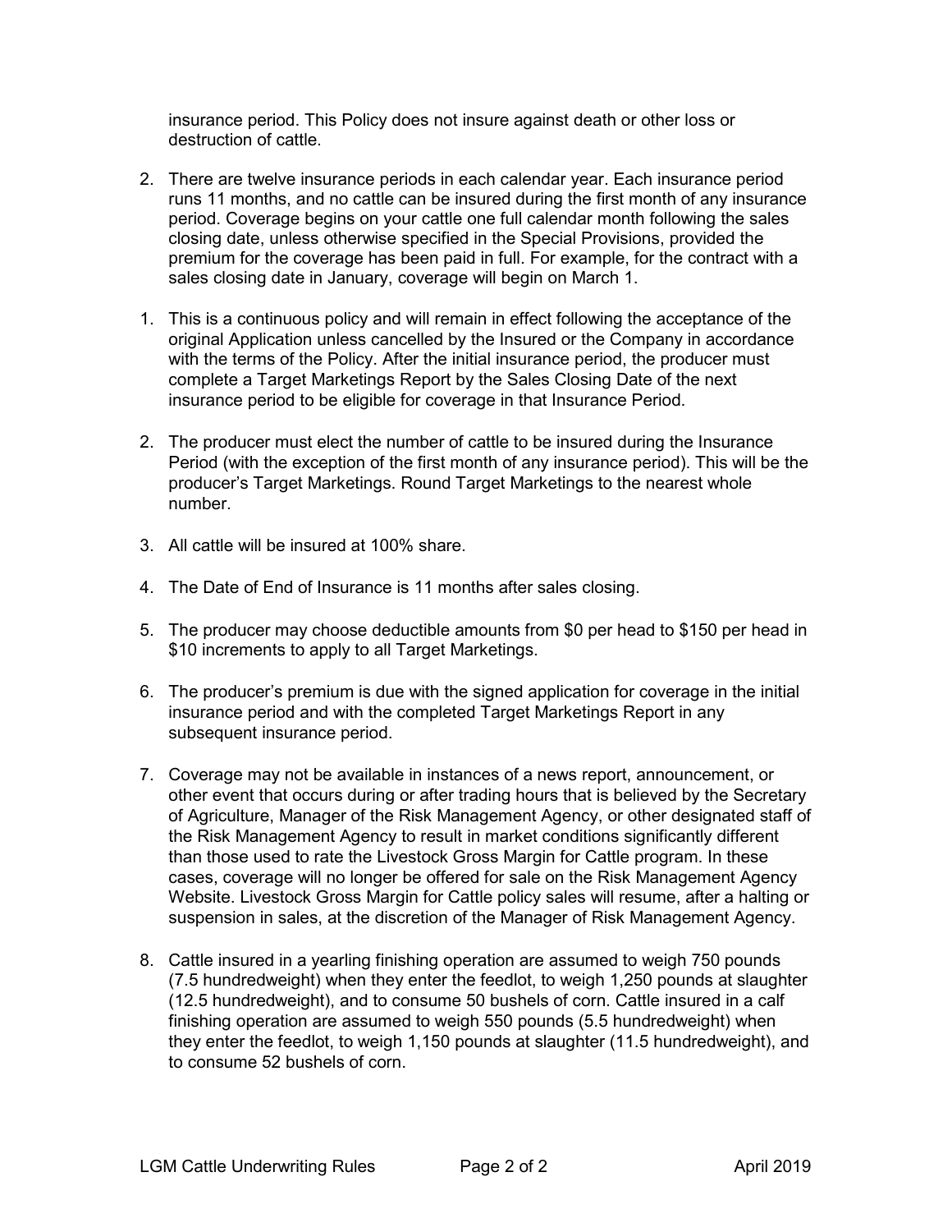insurance period. This Policy does not insure against death or other loss or destruction of cattle.

2. There are twelve insurance periods in each calendar year. Each insurance period runs 11 months, and no cattle can be insured during the first month of any insurance period. Coverage begins on your cattle one full calendar month following the sales closing date, unless otherwise specified in the Special Provisions, provided the premium for the coverage has been paid in full. For example, for the contract with a sales closing date in January, coverage will begin on March 1.

1. This is a continuous policy and will remain in effect following the acceptance of the original Application unless cancelled by the Insured or the Company in accordance with the terms of the Policy. After the initial insurance period, the producer must complete a Target Marketings Report by the Sales Closing Date of the next insurance period to be eligible for coverage in that Insurance Period.

2. The producer must elect the number of cattle to be insured during the Insurance Period (with the exception of the first month of any insurance period). This will be the producer's Target Marketings. Round Target Marketings to the nearest whole number.

3. All cattle will be insured at 100% share.

4. The Date of End of Insurance is 11 months after sales closing.

5. The producer may choose deductible amounts from $0 per head to $150 per head in $10 increments to apply to all Target Marketings.

6. The producer's premium is due with the signed application for coverage in the initial insurance period and with the completed Target Marketings Report in any subsequent insurance period.

7. Coverage may not be available in instances of a news report, announcement, or other event that occurs during or after trading hours that is believed by the Secretary of Agriculture, Manager of the Risk Management Agency, or other designated staff of the Risk Management Agency to result in market conditions significantly different than those used to rate the Livestock Gross Margin for Cattle program. In these cases, coverage will no longer be offered for sale on the Risk Management Agency Website. Livestock Gross Margin for Cattle policy sales will resume, after a halting or suspension in sales, at the discretion of the Manager of Risk Management Agency.

8. Cattle insured in a yearling finishing operation are assumed to weigh 750 pounds (7.5 hundredweight) when they enter the feedlot, to weigh 1,250 pounds at slaughter (12.5 hundredweight), and to consume 50 bushels of corn. Cattle insured in a calf finishing operation are assumed to weigh 550 pounds (5.5 hundredweight) when they enter the feedlot, to weigh 1,150 pounds at slaughter (11.5 hundredweight), and to consume 52 bushels of corn.